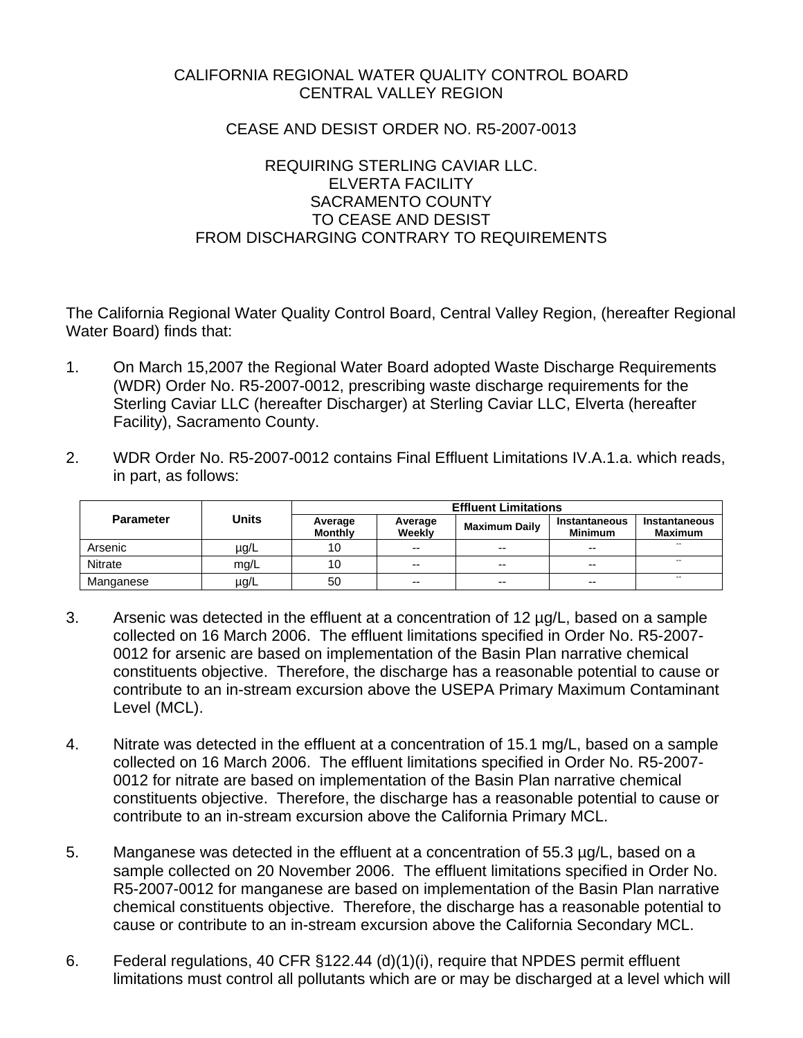CALIFORNIA REGIONAL WATER QUALITY CONTROL BOARD
CENTRAL VALLEY REGION

CEASE AND DESIST ORDER NO. R5-2007-0013

REQUIRING STERLING CAVIAR LLC.
ELVERTA FACILITY
SACRAMENTO COUNTY
TO CEASE AND DESIST
FROM DISCHARGING CONTRARY TO REQUIREMENTS

The California Regional Water Quality Control Board, Central Valley Region, (hereafter Regional Water Board) finds that:

1. On March 15,2007 the Regional Water Board adopted Waste Discharge Requirements (WDR) Order No. R5-2007-0012, prescribing waste discharge requirements for the Sterling Caviar LLC (hereafter Discharger) at Sterling Caviar LLC, Elverta (hereafter Facility), Sacramento County.

2. WDR Order No. R5-2007-0012 contains Final Effluent Limitations IV.A.1.a. which reads, in part, as follows:

| Parameter | Units | Effluent Limitations | | | | |
|---|---|---|---|---|---|---|
| | | Average Monthly | Average Weekly | Maximum Daily | Instantaneous Minimum | Instantaneous Maximum |
| Arsenic | µg/L | 10 | -- | -- | -- | -- |
| Nitrate | mg/L | 10 | -- | -- | -- | -- |
| Manganese | µg/L | 50 | -- | -- | -- | -- |

3. Arsenic was detected in the effluent at a concentration of 12 µg/L, based on a sample collected on 16 March 2006. The effluent limitations specified in Order No. R5-2007-0012 for arsenic are based on implementation of the Basin Plan narrative chemical constituents objective. Therefore, the discharge has a reasonable potential to cause or contribute to an in-stream excursion above the USEPA Primary Maximum Contaminant Level (MCL).

4. Nitrate was detected in the effluent at a concentration of 15.1 mg/L, based on a sample collected on 16 March 2006. The effluent limitations specified in Order No. R5-2007-0012 for nitrate are based on implementation of the Basin Plan narrative chemical constituents objective. Therefore, the discharge has a reasonable potential to cause or contribute to an in-stream excursion above the California Primary MCL.

5. Manganese was detected in the effluent at a concentration of 55.3 µg/L, based on a sample collected on 20 November 2006. The effluent limitations specified in Order No. R5-2007-0012 for manganese are based on implementation of the Basin Plan narrative chemical constituents objective. Therefore, the discharge has a reasonable potential to cause or contribute to an in-stream excursion above the California Secondary MCL.

6. Federal regulations, 40 CFR §122.44 (d)(1)(i), require that NPDES permit effluent limitations must control all pollutants which are or may be discharged at a level which will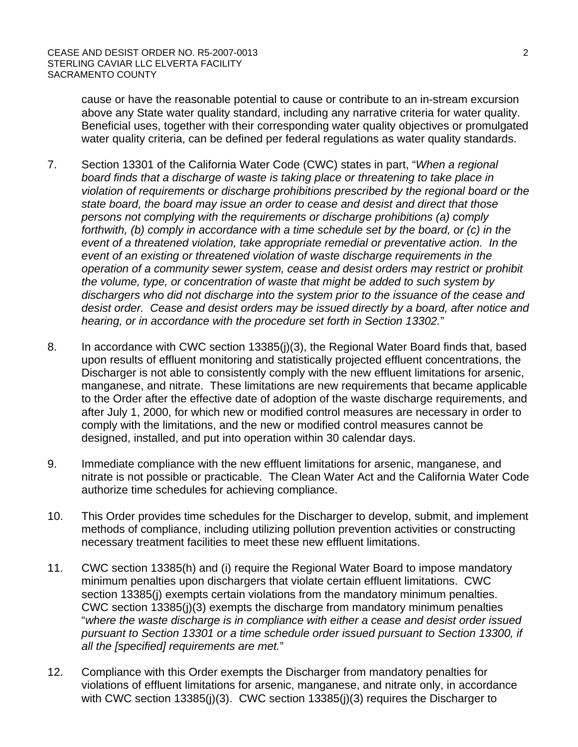cause or have the reasonable potential to cause or contribute to an in-stream excursion above any State water quality standard, including any narrative criteria for water quality. Beneficial uses, together with their corresponding water quality objectives or promulgated water quality criteria, can be defined per federal regulations as water quality standards.

7. Section 13301 of the California Water Code (CWC) states in part, "*When a regional board finds that a discharge of waste is taking place or threatening to take place in violation of requirements or discharge prohibitions prescribed by the regional board or the state board, the board may issue an order to cease and desist and direct that those persons not complying with the requirements or discharge prohibitions (a) comply forthwith, (b) comply in accordance with a time schedule set by the board, or (c) in the event of a threatened violation, take appropriate remedial or preventative action. In the event of an existing or threatened violation of waste discharge requirements in the operation of a community sewer system, cease and desist orders may restrict or prohibit the volume, type, or concentration of waste that might be added to such system by dischargers who did not discharge into the system prior to the issuance of the cease and desist order. Cease and desist orders may be issued directly by a board, after notice and hearing, or in accordance with the procedure set forth in Section 13302.*"

8. In accordance with CWC section 13385(j)(3), the Regional Water Board finds that, based upon results of effluent monitoring and statistically projected effluent concentrations, the Discharger is not able to consistently comply with the new effluent limitations for arsenic, manganese, and nitrate. These limitations are new requirements that became applicable to the Order after the effective date of adoption of the waste discharge requirements, and after July 1, 2000, for which new or modified control measures are necessary in order to comply with the limitations, and the new or modified control measures cannot be designed, installed, and put into operation within 30 calendar days.

9. Immediate compliance with the new effluent limitations for arsenic, manganese, and nitrate is not possible or practicable. The Clean Water Act and the California Water Code authorize time schedules for achieving compliance.

10. This Order provides time schedules for the Discharger to develop, submit, and implement methods of compliance, including utilizing pollution prevention activities or constructing necessary treatment facilities to meet these new effluent limitations.

11. CWC section 13385(h) and (i) require the Regional Water Board to impose mandatory minimum penalties upon dischargers that violate certain effluent limitations. CWC section 13385(j) exempts certain violations from the mandatory minimum penalties. CWC section 13385(j)(3) exempts the discharge from mandatory minimum penalties "*where the waste discharge is in compliance with either a cease and desist order issued pursuant to Section 13301 or a time schedule order issued pursuant to Section 13300, if all the [specified] requirements are met.*"

12. Compliance with this Order exempts the Discharger from mandatory penalties for violations of effluent limitations for arsenic, manganese, and nitrate only, in accordance with CWC section 13385(j)(3). CWC section 13385(j)(3) requires the Discharger to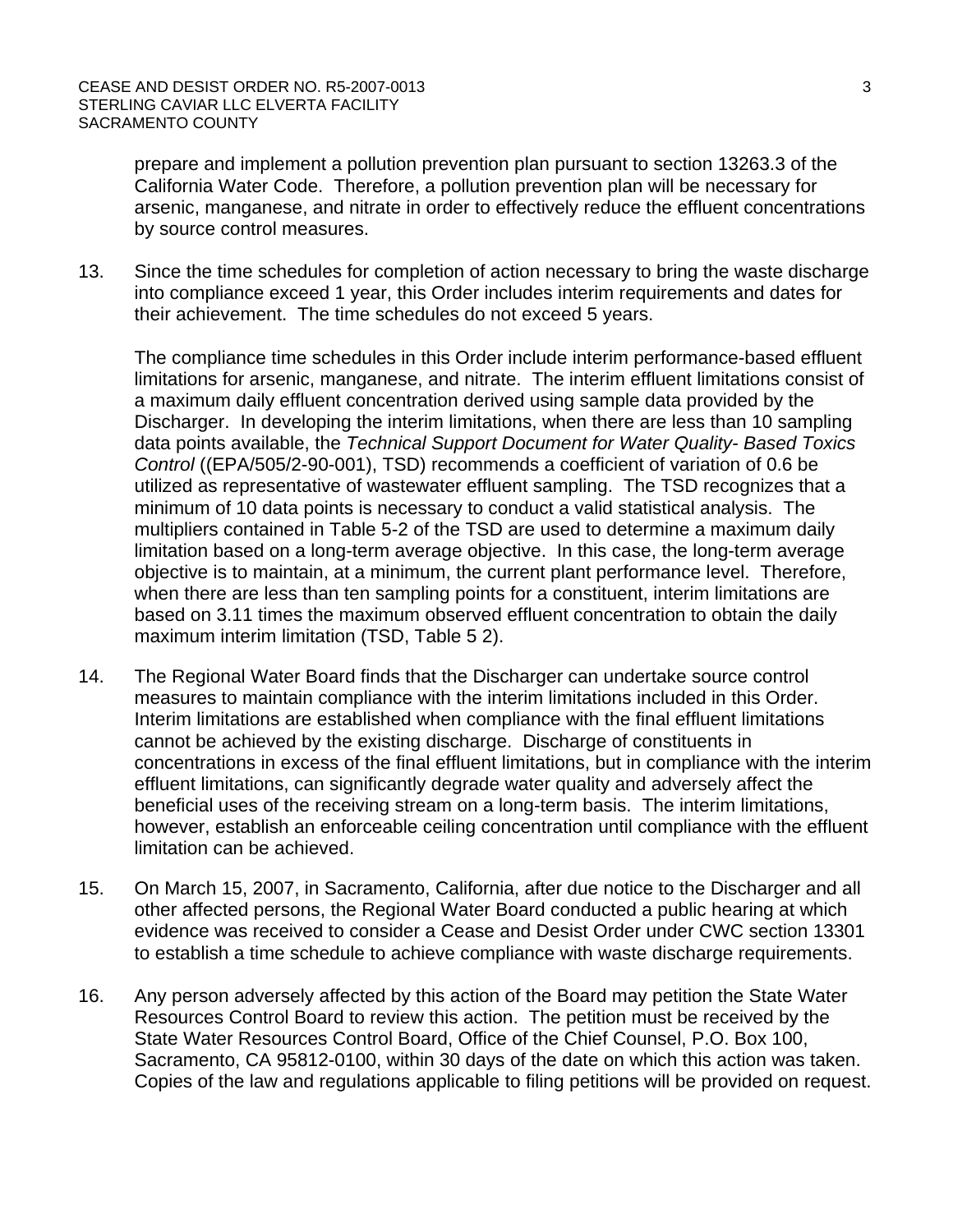prepare and implement a pollution prevention plan pursuant to section 13263.3 of the California Water Code. Therefore, a pollution prevention plan will be necessary for arsenic, manganese, and nitrate in order to effectively reduce the effluent concentrations by source control measures.

13. Since the time schedules for completion of action necessary to bring the waste discharge into compliance exceed 1 year, this Order includes interim requirements and dates for their achievement. The time schedules do not exceed 5 years.

    The compliance time schedules in this Order include interim performance-based effluent limitations for arsenic, manganese, and nitrate. The interim effluent limitations consist of a maximum daily effluent concentration derived using sample data provided by the Discharger. In developing the interim limitations, when there are less than 10 sampling data points available, the *Technical Support Document for Water Quality- Based Toxics Control* ((EPA/505/2-90-001), TSD) recommends a coefficient of variation of 0.6 be utilized as representative of wastewater effluent sampling. The TSD recognizes that a minimum of 10 data points is necessary to conduct a valid statistical analysis. The multipliers contained in Table 5-2 of the TSD are used to determine a maximum daily limitation based on a long-term average objective. In this case, the long-term average objective is to maintain, at a minimum, the current plant performance level. Therefore, when there are less than ten sampling points for a constituent, interim limitations are based on 3.11 times the maximum observed effluent concentration to obtain the daily maximum interim limitation (TSD, Table 5 2).

14. The Regional Water Board finds that the Discharger can undertake source control measures to maintain compliance with the interim limitations included in this Order. Interim limitations are established when compliance with the final effluent limitations cannot be achieved by the existing discharge. Discharge of constituents in concentrations in excess of the final effluent limitations, but in compliance with the interim effluent limitations, can significantly degrade water quality and adversely affect the beneficial uses of the receiving stream on a long-term basis. The interim limitations, however, establish an enforceable ceiling concentration until compliance with the effluent limitation can be achieved.

15. On March 15, 2007, in Sacramento, California, after due notice to the Discharger and all other affected persons, the Regional Water Board conducted a public hearing at which evidence was received to consider a Cease and Desist Order under CWC section 13301 to establish a time schedule to achieve compliance with waste discharge requirements.

16. Any person adversely affected by this action of the Board may petition the State Water Resources Control Board to review this action. The petition must be received by the State Water Resources Control Board, Office of the Chief Counsel, P.O. Box 100, Sacramento, CA 95812-0100, within 30 days of the date on which this action was taken. Copies of the law and regulations applicable to filing petitions will be provided on request.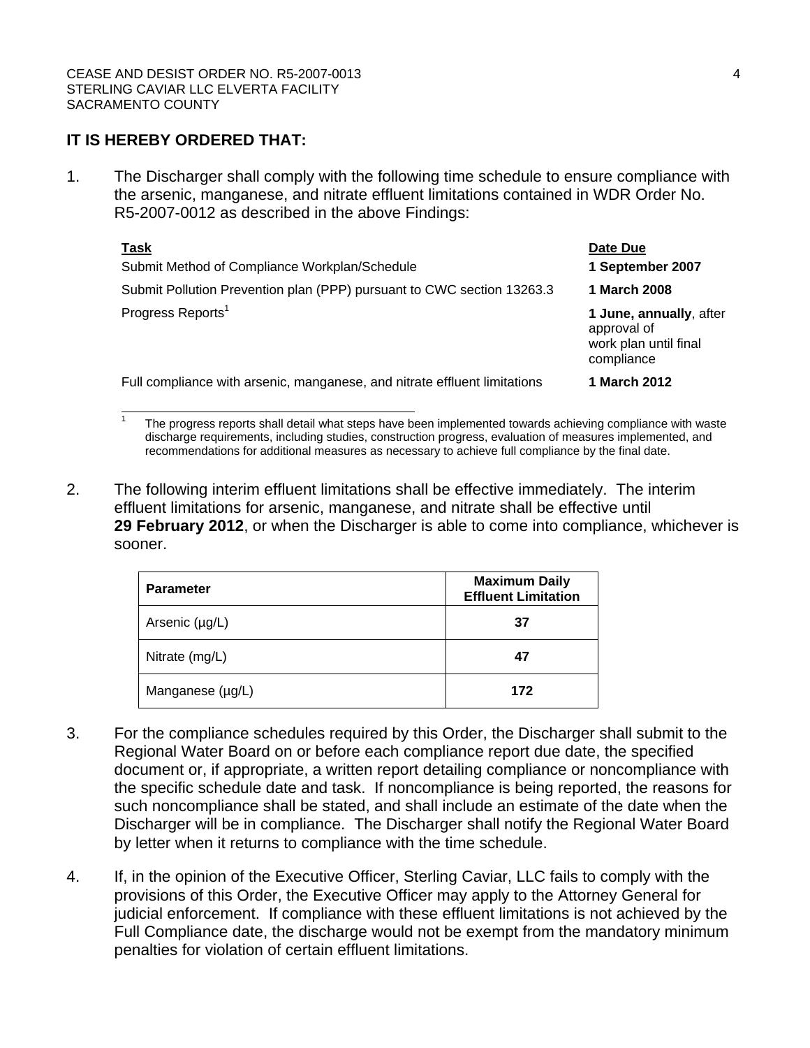**IT IS HEREBY ORDERED THAT:**

1. The Discharger shall comply with the following time schedule to ensure compliance with the arsenic, manganese, and nitrate effluent limitations contained in WDR Order No. R5-2007-0012 as described in the above Findings:

| Task | Date Due |
|---|---|
| Submit Method of Compliance Workplan/Schedule | **1 September 2007** |
| Submit Pollution Prevention plan (PPP) pursuant to CWC section 13263.3 | **1 March 2008** |
| Progress Reports[1] | **1 June, annually**, after approval of work plan until final compliance |
| Full compliance with arsenic, manganese, and nitrate effluent limitations | **1 March 2012** |

[1] The progress reports shall detail what steps have been implemented towards achieving compliance with waste discharge requirements, including studies, construction progress, evaluation of measures implemented, and recommendations for additional measures as necessary to achieve full compliance by the final date.

2. The following interim effluent limitations shall be effective immediately. The interim effluent limitations for arsenic, manganese, and nitrate shall be effective until **29 February 2012**, or when the Discharger is able to come into compliance, whichever is sooner.

| Parameter | Maximum Daily Effluent Limitation |
|---|---|
| Arsenic (µg/L) | **37** |
| Nitrate (mg/L) | **47** |
| Manganese (µg/L) | **172** |

3. For the compliance schedules required by this Order, the Discharger shall submit to the Regional Water Board on or before each compliance report due date, the specified document or, if appropriate, a written report detailing compliance or noncompliance with the specific schedule date and task. If noncompliance is being reported, the reasons for such noncompliance shall be stated, and shall include an estimate of the date when the Discharger will be in compliance. The Discharger shall notify the Regional Water Board by letter when it returns to compliance with the time schedule.

4. If, in the opinion of the Executive Officer, Sterling Caviar, LLC fails to comply with the provisions of this Order, the Executive Officer may apply to the Attorney General for judicial enforcement. If compliance with these effluent limitations is not achieved by the Full Compliance date, the discharge would not be exempt from the mandatory minimum penalties for violation of certain effluent limitations.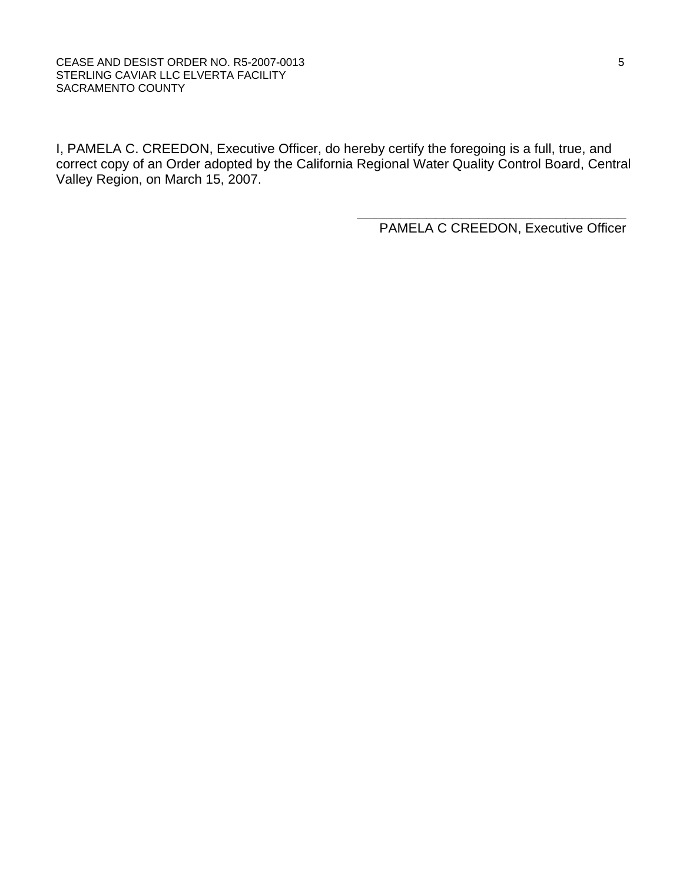I, PAMELA C. CREEDON, Executive Officer, do hereby certify the foregoing is a full, true, and correct copy of an Order adopted by the California Regional Water Quality Control Board, Central Valley Region, on March 15, 2007.

\_\_\_\_\_\_\_\_\_\_\_\_\_\_\_\_\_\_\_\_\_\_\_\_\_\_\_\_\_\_\_\_\_\_\_\_\_\_

PAMELA C CREEDON, Executive Officer